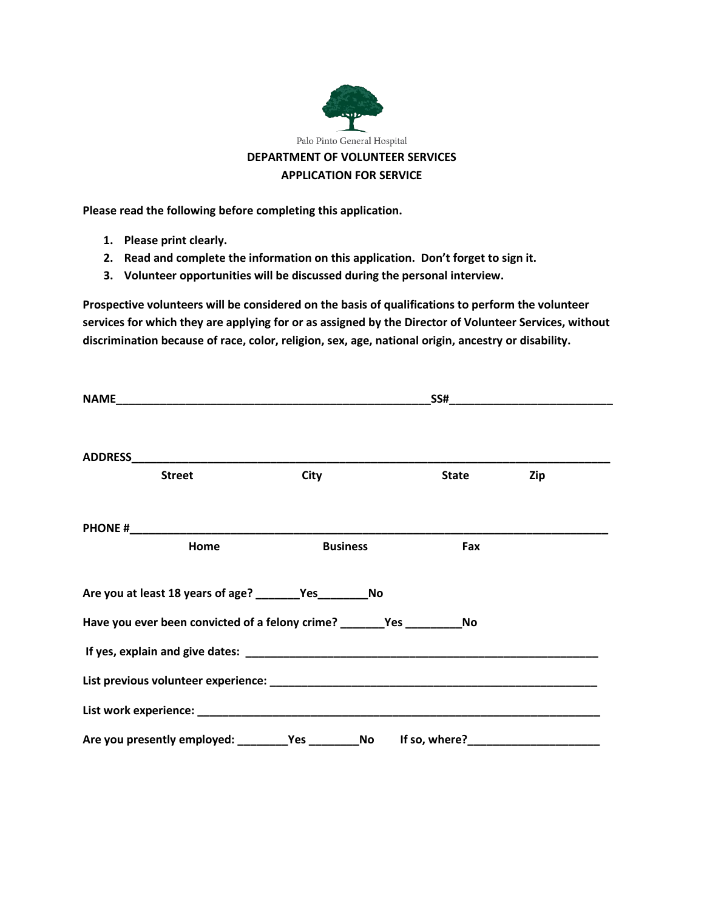Palo Pinto General Hospital

**DEPARTMENT OF VOLUNTEER SERVICES**

**APPLICATION FOR SERVICE**

**Please read the following before completing this application.**

1. **Please print clearly.**
2. **Read and complete the information on this application. Don't forget to sign it.**
3. **Volunteer opportunities will be discussed during the personal interview.**

**Prospective volunteers will be considered on the basis of qualifications to perform the volunteer services for which they are applying for or as assigned by the Director of Volunteer Services, without discrimination because of race, color, religion, sex, age, national origin, ancestry or disability.**

**NAME**___________________________________________________**SS#**_________________________

**ADDRESS**_____________________________________________________________________________

**Street** **City** **State** **Zip**

**PHONE #**_____________________________________________________________________________

**Home** **Business** **Fax**

**Are you at least 18 years of age?** _______**Yes**________**No**

**Have you ever been convicted of a felony crime?** _______**Yes** _________**No**

**If yes, explain and give dates:** ___________________________________________________________

**List previous volunteer experience:** ____________________________________________________

**List work experience:** _________________________________________________________________

**Are you presently employed:** ________**Yes** ________**No** **If so, where?**_____________________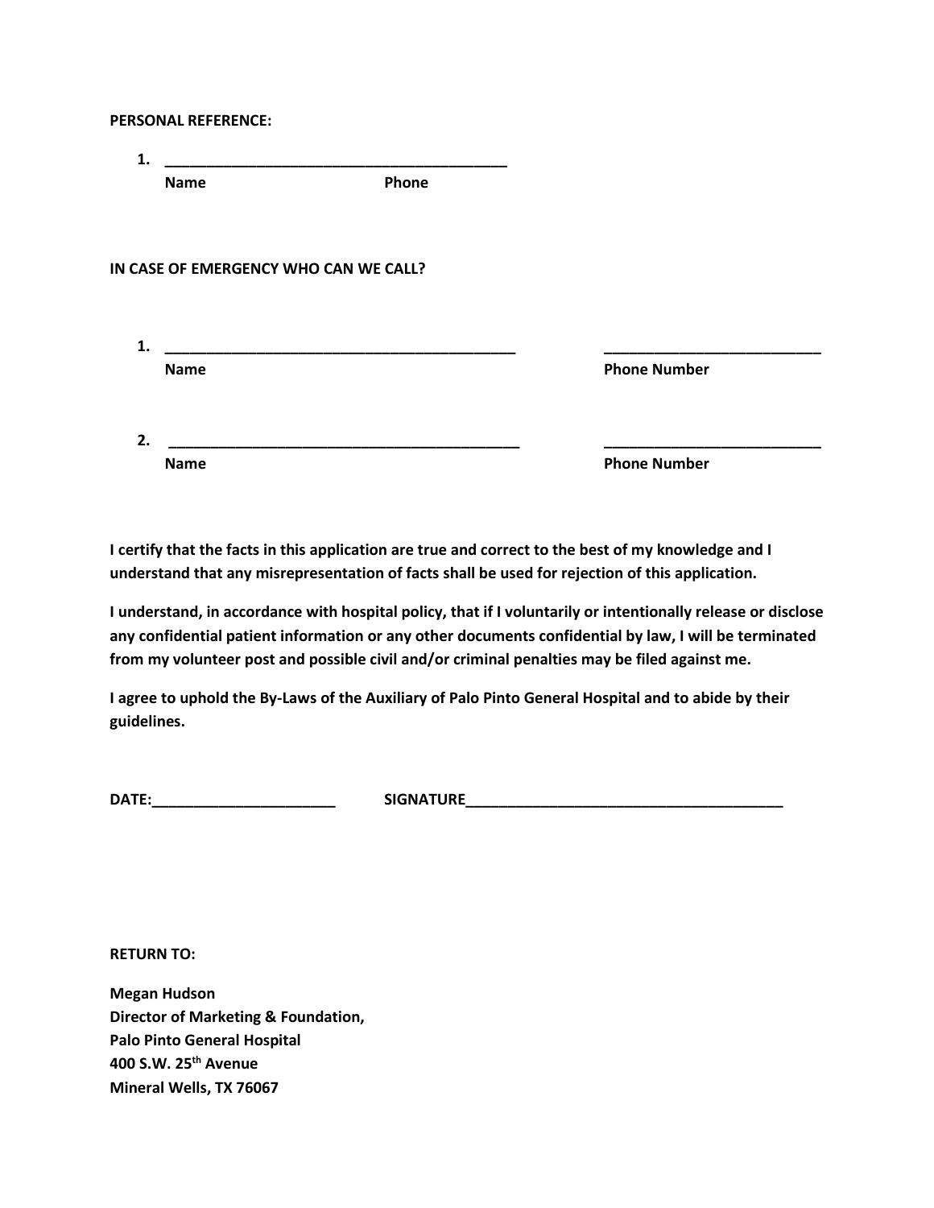**PERSONAL REFERENCE:**

1. ___________________________________________
   **Name** **Phone**

**IN CASE OF EMERGENCY WHO CAN WE CALL?**

1. _____________________________________________ ___________________________
   **Name** **Phone Number**

2. _____________________________________________ ___________________________
   **Name** **Phone Number**

**I certify that the facts in this application are true and correct to the best of my knowledge and I understand that any misrepresentation of facts shall be used for rejection of this application.**

**I understand, in accordance with hospital policy, that if I voluntarily or intentionally release or disclose any confidential patient information or any other documents confidential by law, I will be terminated from my volunteer post and possible civil and/or criminal penalties may be filed against me.**

**I agree to uphold the By-Laws of the Auxiliary of Palo Pinto General Hospital and to abide by their guidelines.**

**DATE:**_______________________ **SIGNATURE**________________________________________

**RETURN TO:**

**Megan Hudson**
**Director of Marketing & Foundation,**
**Palo Pinto General Hospital**
**400 S.W. 25th Avenue**
**Mineral Wells, TX 76067**